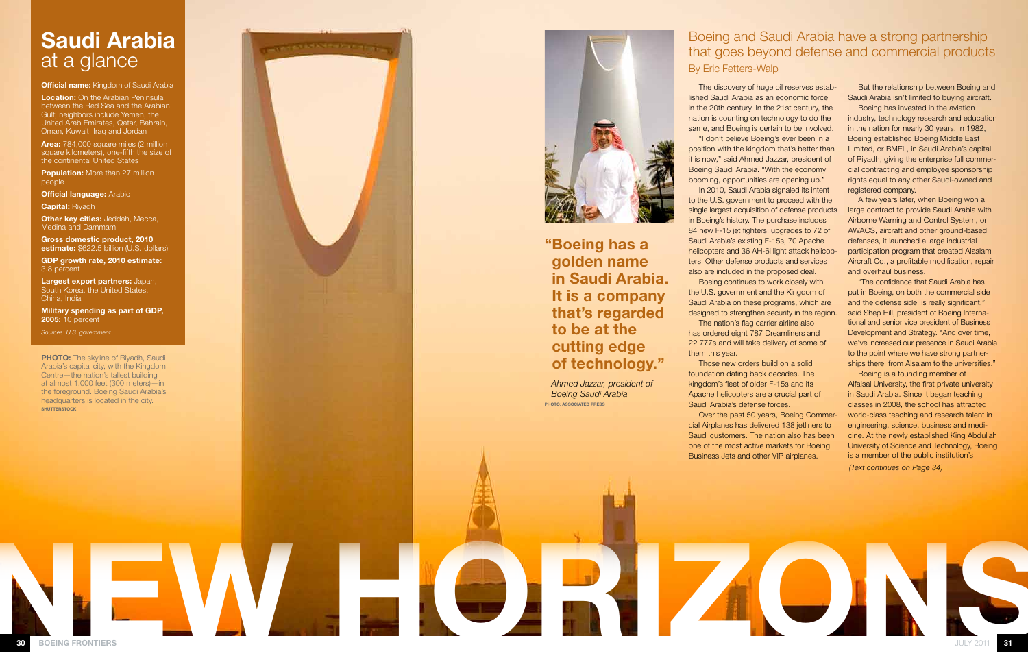# NEW HORIZONS

## Boeing and Saudi Arabia have a strong partnership that goes beyond defense and commercial products

By Eric Fetters-Walp

The discovery of huge oil reserves established Saudi Arabia as an economic force in the 20th century. In the 21st century, the nation is counting on technology to do the same, and Boeing is certain to be involved.

"I don't believe Boeing's ever been in a position with the kingdom that's better than it is now," said Ahmed Jazzar, president of Boeing Saudi Arabia. "With the economy booming, opportunities are opening up."

In 2010, Saudi Arabia signaled its intent to the U.S. government to proceed with the single largest acquisition of defense products in Boeing's history. The purchase includes 84 new F-15 jet fighters, upgrades to 72 of Saudi Arabia's existing F-15s, 70 Apache helicopters and 36 AH-6i light attack helicopters. Other defense products and services also are included in the proposed deal.

Boeing continues to work closely with the U.S. government and the Kingdom of Saudi Arabia on these programs, which are designed to strengthen security in the region.

The nation's flag carrier airline also has ordered eight 787 Dreamliners and 22 777s and will take delivery of some of them this year.

Those new orders build on a solid foundation dating back decades. The kingdom's fleet of older F-15s and its Apache helicopters are a crucial part of Saudi Arabia's defense forces.

Over the past 50 years, Boeing Commercial Airplanes has delivered 138 jetliners to Saudi customers. The nation also has been one of the most active markets for Boeing Business Jets and other VIP airplanes.

But the relationship between Boeing and Saudi Arabia isn't limited to buying aircraft.

Boeing has invested in the aviation industry, technology research and education in the nation for nearly 30 years. In 1982, Boeing established Boeing Middle East Limited, or BMEL, in Saudi Arabia's capital of Riyadh, giving the enterprise full commercial contracting and employee sponsorship rights equal to any other Saudi-owned and registered company.

A few years later, when Boeing won a large contract to provide Saudi Arabia with Airborne Warning and Control System, or AWACS, aircraft and other ground-based defenses, it launched a large industrial participation program that created Alsalam Aircraft Co., a profitable modification, repair and overhaul business.

"The confidence that Saudi Arabia has put in Boeing, on both the commercial side and the defense side, is really significant," said Shep Hill, president of Boeing International and senior vice president of Business Development and Strategy. "And over time, we've increased our presence in Saudi Arabia to the point where we have strong partnerships there, from Alsalam to the universities."

Boeing is a founding member of Alfaisal University, the first private university in Saudi Arabia. Since it began teaching classes in 2008, the school has attracted world-class teaching and research talent in engineering, science, business and medicine. At the newly established King Abdullah University of Science and Technology, Boeing is a member of the public institution's

*(Text continues on Page 34)*

**"Boeing has a golden name in Saudi Arabia. It is a company that's regarded to be at the cutting edge of technology."**

*– Ahmed Jazzar, president of Boeing Saudi Arabia*

PHOTO: ASSOCIATED PRESS

## Saudi Arabia at a glance

**Official name:** Kingdom of Saudi Arabia

**Location:** On the Arabian Peninsula between the Red Sea and the Arabian Gulf; neighbors include Yemen, the United Arab Emirates, Qatar, Bahrain, Oman, Kuwait, Iraq and Jordan

**Area:** 784,000 square miles (2 million square kilometers), one-fifth the size of the continental United States

**Population:** More than 27 million people

**Official language:** Arabic

**Capital:** Riyadh

**Other key cities:** Jeddah, Mecca, Medina and Dammam

**Gross domestic product, 2010 estimate:** $622.5 billion (U.S. dollars)

**GDP growth rate, 2010 estimate:** 3.8 percent

**Largest export partners:** Japan, South Korea, the United States, China, India

**Military spending as part of GDP, 2005:** 10 percent

*Sources: U.S. government*

**PHOTO:** The skyline of Riyadh, Saudi Arabia's capital city, with the Kingdom Centre—the nation's tallest building at almost 1,000 feet (300 meters)—in the foreground. Boeing Saudi Arabia's headquarters is located in the city. SHUTTERSTOCK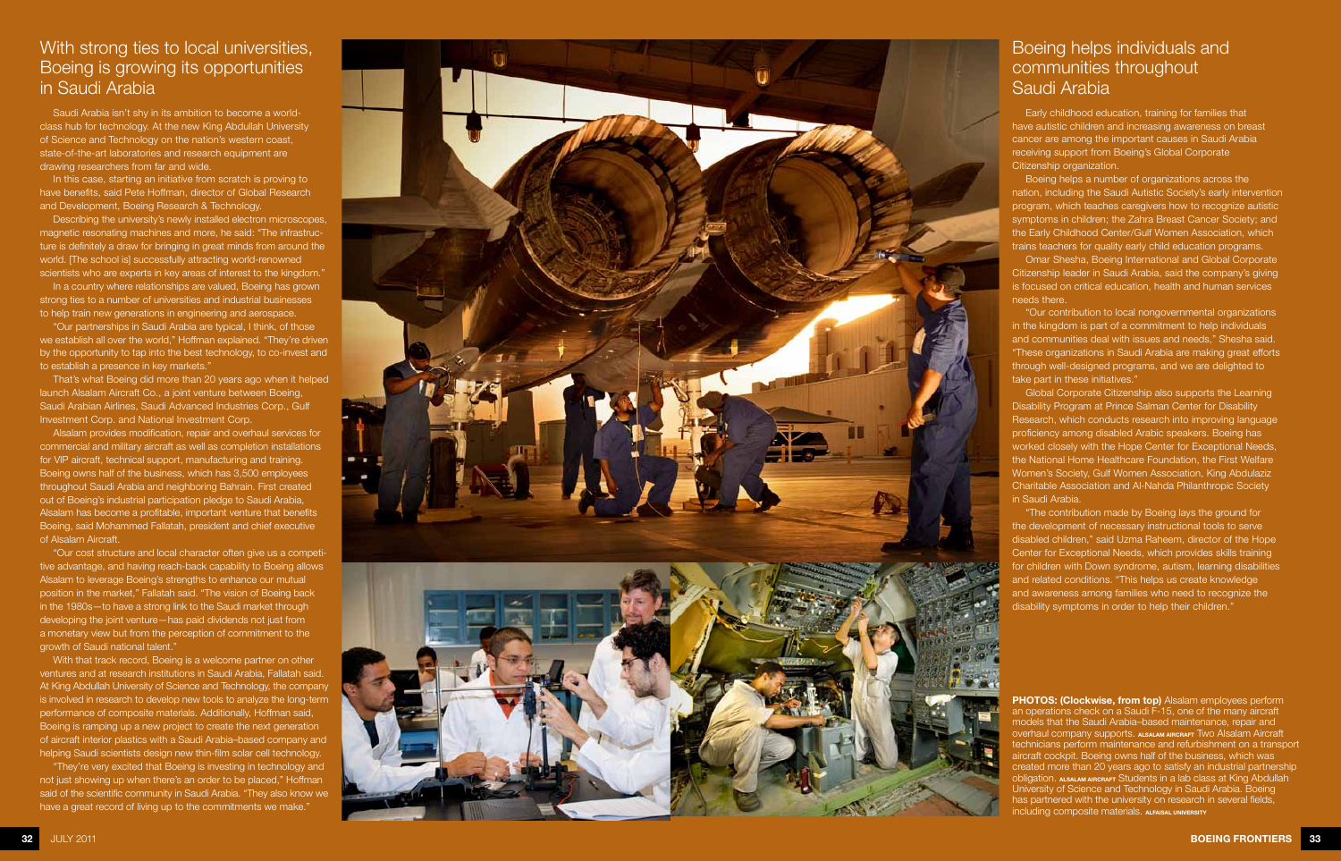## With strong ties to local universities, Boeing is growing its opportunities in Saudi Arabia

Saudi Arabia isn't shy in its ambition to become a world-class hub for technology. At the new King Abdullah University of Science and Technology on the nation's western coast, state-of-the-art laboratories and research equipment are drawing researchers from far and wide.

In this case, starting an initiative from scratch is proving to have benefits, said Pete Hoffman, director of Global Research and Development, Boeing Research & Technology.

Describing the university's newly installed electron microscopes, magnetic resonating machines and more, he said: "The infrastructure is definitely a draw for bringing in great minds from around the world. [The school is] successfully attracting world-renowned scientists who are experts in key areas of interest to the kingdom."

In a country where relationships are valued, Boeing has grown strong ties to a number of universities and industrial businesses to help train new generations in engineering and aerospace.

"Our partnerships in Saudi Arabia are typical, I think, of those we establish all over the world," Hoffman explained. "They're driven by the opportunity to tap into the best technology, to co-invest and to establish a presence in key markets."

That's what Boeing did more than 20 years ago when it helped launch Alsalam Aircraft Co., a joint venture between Boeing, Saudi Arabian Airlines, Saudi Advanced Industries Corp., Gulf Investment Corp. and National Investment Corp.

Alsalam provides modification, repair and overhaul services for commercial and military aircraft as well as completion installations for VIP aircraft, technical support, manufacturing and training. Boeing owns half of the business, which has 3,500 employees throughout Saudi Arabia and neighboring Bahrain. First created out of Boeing's industrial participation pledge to Saudi Arabia, Alsalam has become a profitable, important venture that benefits Boeing, said Mohammed Fallatah, president and chief executive of Alsalam Aircraft.

"Our cost structure and local character often give us a competitive advantage, and having reach-back capability to Boeing allows Alsalam to leverage Boeing's strengths to enhance our mutual position in the market," Fallatah said. "The vision of Boeing back in the 1980s—to have a strong link to the Saudi market through developing the joint venture—has paid dividends not just from a monetary view but from the perception of commitment to the growth of Saudi national talent."

With that track record, Boeing is a welcome partner on other ventures and at research institutions in Saudi Arabia, Fallatah said. At King Abdullah University of Science and Technology, the company is involved in research to develop new tools to analyze the long-term performance of composite materials. Additionally, Hoffman said, Boeing is ramping up a new project to create the next generation of aircraft interior plastics with a Saudi Arabia–based company and helping Saudi scientists design new thin-film solar cell technology.

"They're very excited that Boeing is investing in technology and not just showing up when there's an order to be placed," Hoffman said of the scientific community in Saudi Arabia. "They also know we have a great record of living up to the commitments we make."

## Boeing helps individuals and communities throughout Saudi Arabia

Early childhood education, training for families that have autistic children and increasing awareness on breast cancer are among the important causes in Saudi Arabia receiving support from Boeing's Global Corporate Citizenship organization.

Boeing helps a number of organizations across the nation, including the Saudi Autistic Society's early intervention program, which teaches caregivers how to recognize autistic symptoms in children; the Zahra Breast Cancer Society; and the Early Childhood Center/Gulf Women Association, which trains teachers for quality early child education programs.

Omar Shesha, Boeing International and Global Corporate Citizenship leader in Saudi Arabia, said the company's giving is focused on critical education, health and human services needs there.

"Our contribution to local nongovernmental organizations in the kingdom is part of a commitment to help individuals and communities deal with issues and needs," Shesha said. "These organizations in Saudi Arabia are making great efforts through well-designed programs, and we are delighted to take part in these initiatives."

Global Corporate Citizenship also supports the Learning Disability Program at Prince Salman Center for Disability Research, which conducts research into improving language proficiency among disabled Arabic speakers. Boeing has worked closely with the Hope Center for Exceptional Needs, the National Home Healthcare Foundation, the First Welfare Women's Society, Gulf Women Association, King Abdulaziz Charitable Association and Al-Nahda Philanthropic Society in Saudi Arabia.

"The contribution made by Boeing lays the ground for the development of necessary instructional tools to serve disabled children," said Uzma Raheem, director of the Hope Center for Exceptional Needs, which provides skills training for children with Down syndrome, autism, learning disabilities and related conditions. "This helps us create knowledge and awareness among families who need to recognize the disability symptoms in order to help their children."

**PHOTOS: (Clockwise, from top)** Alsalam employees perform an operations check on a Saudi F-15, one of the many aircraft models that the Saudi Arabia–based maintenance, repair and overhaul company supports. ALSALAM AIRCRAFT Two Alsalam Aircraft technicians perform maintenance and refurbishment on a transport aircraft cockpit. Boeing owns half of the business, which was created more than 20 years ago to satisfy an industrial partnership obligation. ALSALAM AIRCRAFT Students in a lab class at King Abdullah University of Science and Technology in Saudi Arabia. Boeing has partnered with the university on research in several fields, including composite materials. ALFAISAL UNIVERSITY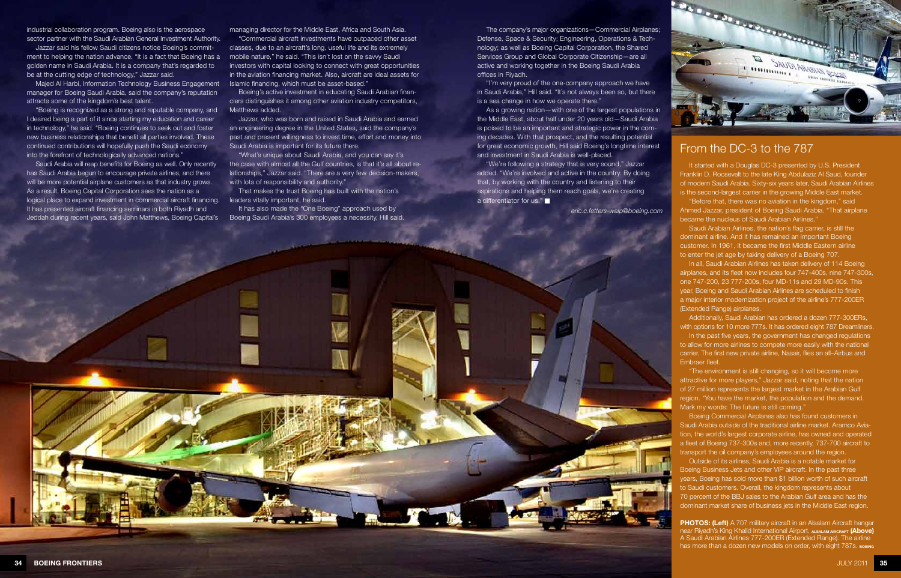industrial collaboration program. Boeing also is the aerospace sector partner with the Saudi Arabian General Investment Authority.

Jazzar said his fellow Saudi citizens notice Boeing's commitment to helping the nation advance. "It is a fact that Boeing has a golden name in Saudi Arabia. It is a company that's regarded to be at the cutting edge of technology," Jazzar said.

Majed Al Harbi, Information Technology Business Engagement manager for Boeing Saudi Arabia, said the company's reputation attracts some of the kingdom's best talent.

"Boeing is recognized as a strong and reputable company, and I desired being a part of it since starting my education and career in technology," he said. "Boeing continues to seek out and foster new business relationships that benefit all parties involved. These continued contributions will hopefully push the Saudi economy into the forefront of technologically advanced nations."

Saudi Arabia will reap benefits for Boeing as well. Only recently has Saudi Arabia begun to encourage private airlines, and there will be more potential airplane customers as that industry grows. As a result, Boeing Capital Corporation sees the nation as a logical place to expand investment in commercial aircraft financing. It has presented aircraft financing seminars in both Riyadh and Jeddah during recent years, said John Matthews, Boeing Capital's managing director for the Middle East, Africa and South Asia.

"Commercial aircraft investments have outpaced other asset classes, due to an aircraft's long, useful life and its extremely mobile nature," he said. "This isn't lost on the savvy Saudi investors with capital looking to connect with great opportunities in the aviation financing market. Also, aircraft are ideal assets for Islamic financing, which must be asset-based."

Boeing's active investment in educating Saudi Arabian financiers distinguishes it among other aviation industry competitors, Matthews added.

Jazzar, who was born and raised in Saudi Arabia and earned an engineering degree in the United States, said the company's past and present willingness to invest time, effort and money into Saudi Arabia is important for its future there.

"What's unique about Saudi Arabia, and you can say it's the case with almost all the Gulf countries, is that it's all about relationships," Jazzar said. "There are a very few decision-makers, with lots of responsibility and authority."

That makes the trust Boeing has built with the nation's leaders vitally important, he said.

It has also made the "One Boeing" approach used by Boeing Saudi Arabia's 300 employees a necessity, Hill said.

The company's major organizations—Commercial Airplanes; Defense, Space & Security; Engineering, Operations & Technology; as well as Boeing Capital Corporation, the Shared Services Group and Global Corporate Citizenship—are all active and working together in the Boeing Saudi Arabia offices in Riyadh.

"I'm very proud of the one-company approach we have in Saudi Arabia," Hill said. "It's not always been so, but there is a sea change in how we operate there."

As a growing nation—with one of the largest populations in the Middle East, about half under 20 years old—Saudi Arabia is poised to be an important and strategic power in the coming decades. With that prospect, and the resulting potential for great economic growth, Hill said Boeing's longtime interest and investment in Saudi Arabia is well-placed.

"We're following a strategy that is very sound," Jazzar added. "We're involved and active in the country. By doing that, by working with the country and listening to their aspirations and helping them reach goals, we're creating a differentiator for us." ■

*eric.c.fetters-walp@boeing.com*

## From the DC-3 to the 787

It started with a Douglas DC-3 presented by U.S. President Franklin D. Roosevelt to the late King Abdulaziz Al Saud, founder of modern Saudi Arabia. Sixty-six years later, Saudi Arabian Airlines is the second-largest carrier in the growing Middle East market.

"Before that, there was no aviation in the kingdom," said Ahmed Jazzar, president of Boeing Saudi Arabia. "That airplane became the nucleus of Saudi Arabian Airlines."

Saudi Arabian Airlines, the nation's flag carrier, is still the dominant airline. And it has remained an important Boeing customer. In 1961, it became the first Middle Eastern airline to enter the jet age by taking delivery of a Boeing 707.

In all, Saudi Arabian Airlines has taken delivery of 114 Boeing airplanes, and its fleet now includes four 747-400s, nine 747-300s, one 747-200, 23 777-200s, four MD-11s and 29 MD-90s. This year, Boeing and Saudi Arabian Airlines are scheduled to finish a major interior modernization project of the airline's 777-200ER (Extended Range) airplanes.

Additionally, Saudi Arabian has ordered a dozen 777-300ERs, with options for 10 more 777s. It has ordered eight 787 Dreamliners.

In the past five years, the government has changed regulations to allow for more airlines to compete more easily with the national carrier. The first new private airline, Nasair, flies an all-Airbus and Embraer fleet.

"The environment is still changing, so it will become more attractive for more players," Jazzar said, noting that the nation of 27 million represents the largest market in the Arabian Gulf region. "You have the market, the population and the demand. Mark my words: The future is still coming."

Boeing Commercial Airplanes also has found customers in Saudi Arabia outside of the traditional airline market. Aramco Aviation, the world's largest corporate airline, has owned and operated a fleet of Boeing 737-300s and, more recently, 737-700 aircraft to transport the oil company's employees around the region.

Outside of its airlines, Saudi Arabia is a notable market for Boeing Business Jets and other VIP aircraft. In the past three years, Boeing has sold more than $1 billion worth of such aircraft to Saudi customers. Overall, the kingdom represents about 70 percent of the BBJ sales to the Arabian Gulf area and has the dominant market share of business jets in the Middle East region.

**PHOTOS: (Left)** A 707 military aircraft in an Alsalam Aircraft hangar near Riyadh's King Khalid International Airport. ALSALAM AIRCRAFT **(Above)** A Saudi Arabian Airlines 777-200ER (Extended Range). The airline has more than a dozen new models on order, with eight 787s. BOEING